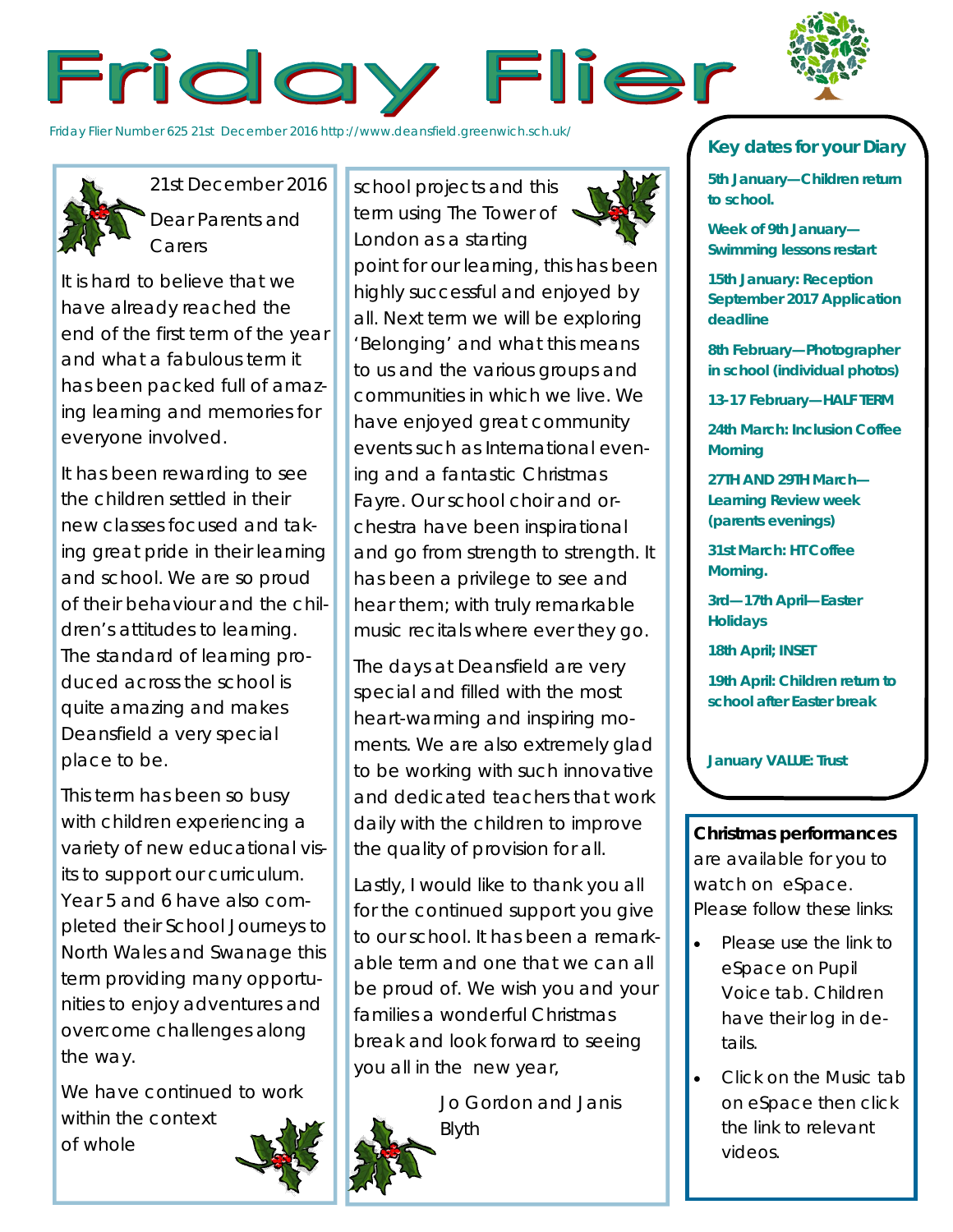# Friday Flier

Friday Flier Number 625 21st December 2016 http://www.deansfield.greenwich.sch.uk/

21st December 2016

Dear Parents and Carers

It is hard to believe that we have already reached the end of the first term of the year and what a fabulous term it has been packed full of amazing learning and memories for everyone involved.

It has been rewarding to see the children settled in their new classes focused and taking great pride in their learning and school. We are so proud of their behaviour and the children's attitudes to learning. The standard of learning produced across the school is quite amazing and makes Deansfield a very special place to be.

This term has been so busy with children experiencing a variety of new educational visits to support our curriculum. Year 5 and 6 have also completed their School Journeys to North Wales and Swanage this term providing many opportunities to enjoy adventures and overcome challenges along the way.

We have continued to work within the context of whole school projects and this term using The Tower of London as a starting point for our learning, this has been highly successful and enjoyed by all. Next term we will be exploring 'Belonging' and what this means to us and the various groups and communities in which we live. We have enjoyed great community events such as International evening and a fantastic Christmas Fayre. Our school choir and orchestra have been inspirational and go from strength to strength. It has been a privilege to see and hear them; with truly remarkable music recitals where ever they go.

The days at Deansfield are very special and filled with the most heart-warming and inspiring moments. We are also extremely glad to be working with such innovative and dedicated teachers that work daily with the children to improve the quality of provision for all.

Lastly, I would like to thank you all for the continued support you give to our school. It has been a remarkable term and one that we can all be proud of. We wish you and your families a wonderful Christmas break and look forward to seeing you all in the new year,

Jo Gordon and Janis Blyth

## Key dates for your Diary

**5th January—Children return to school.**

**Week of 9th January—Swimming lessons restart**

**15th January: Reception September 2017 Application deadline**

**8th February—Photographer in school (individual photos)**

**13-17 February—HALF TERM**

**24th March: Inclusion Coffee Morning**

**27TH AND 29TH March—Learning Review week (parents evenings)**

**31st March: HT Coffee Morning.**

**3rd—17th April—Easter Holidays**

**18th April; INSET**

**19th April: Children return to school after Easter break**

**January VALUE: Trust**

**Christmas performances** are available for you to watch on eSpace. Please follow these links:

- Please use the link to eSpace on Pupil Voice tab. Children have their log in details.
- Click on the Music tab on eSpace then click the link to relevant videos.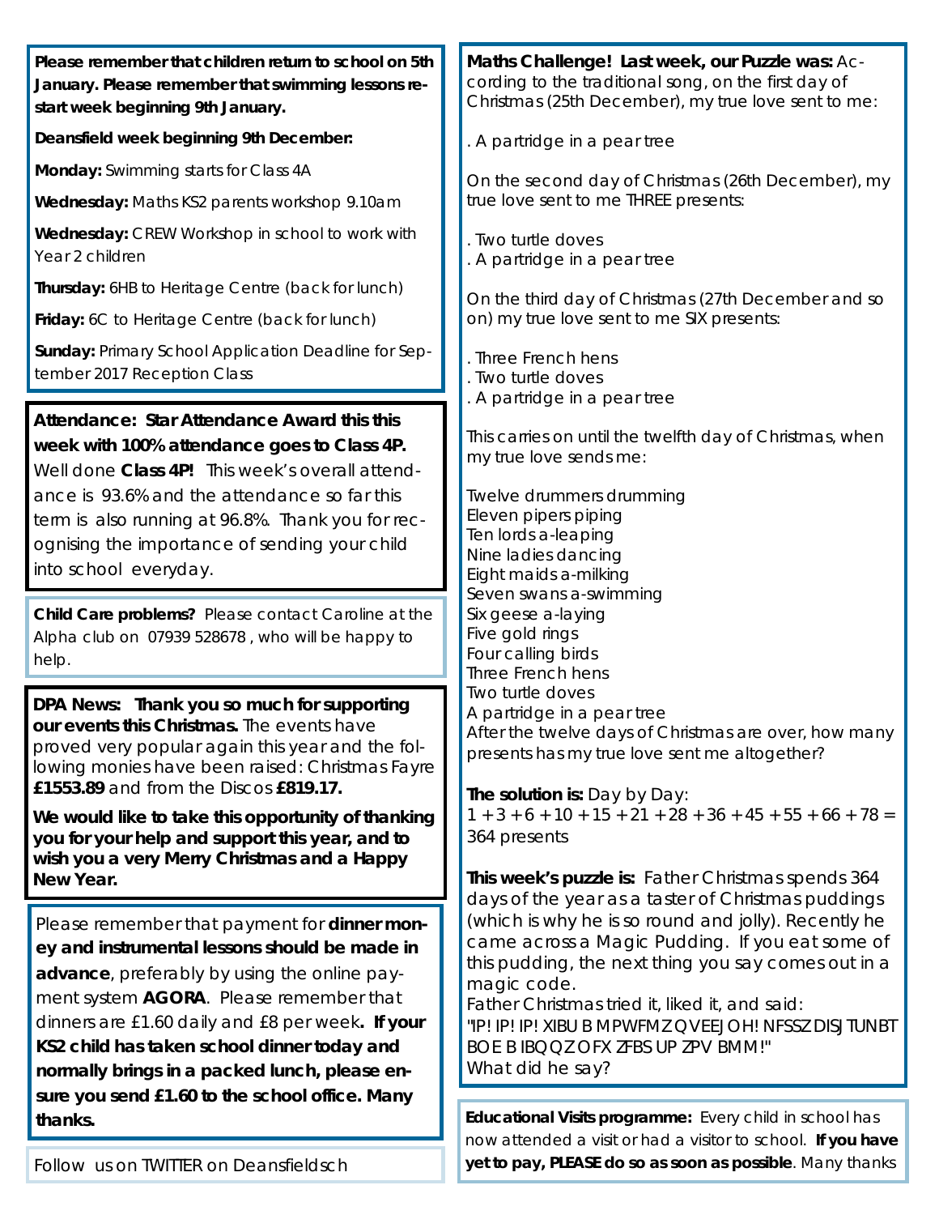**Please remember that children return to school on 5th January. Please remember that swimming lessons restart week beginning 9th January.**

**Deansfield week beginning 9th December:**

**Monday:** Swimming starts for Class 4A

**Wednesday:** Maths KS2 parents workshop 9.10am

**Wednesday:** CREW Workshop in school to work with Year 2 children

**Thursday:** 6HB to Heritage Centre (back for lunch)

**Friday:** 6C to Heritage Centre (back for lunch)

**Sunday:** Primary School Application Deadline for September 2017 Reception Class

**Attendance: Star Attendance Award this this week with 100% attendance goes to Class 4P.** Well done **Class 4P!** This week's overall attendance is 93.6% and the attendance so far this term is also running at 96.8%. Thank you for recognising the importance of sending your child into school everyday.

**Child Care problems?** Please contact Caroline at the Alpha club on 07939 528678 , who will be happy to help.

**DPA News: Thank you so much for supporting our events this Christmas.** The events have proved very popular again this year and the following monies have been raised: Christmas Fayre **£1553.89** and from the Discos **£819.17.**

**We would like to take this opportunity of thanking you for your help and support this year, and to wish you a very Merry Christmas and a Happy New Year.**

Please remember that payment for **dinner money and instrumental lessons should be made in advance**, preferably by using the online payment system **AGORA**. Please remember that dinners are £1.60 daily and £8 per week**. If your KS2 child has taken school dinner today and normally brings in a packed lunch, please ensure you send £1.60 to the school office. Many thanks.**

Follow us on TWITTER on Deansfieldsch

**Maths Challenge! Last week, our Puzzle was:** According to the traditional song, on the first day of Christmas (25th December), my true love sent to me:

. A partridge in a pear tree

On the second day of Christmas (26th December), my true love sent to me THREE presents:

. Two turtle doves
. A partridge in a pear tree

On the third day of Christmas (27th December and so on) my true love sent to me SIX presents:

. Three French hens
. Two turtle doves
. A partridge in a pear tree

This carries on until the twelfth day of Christmas, when my true love sends me:

Twelve drummers drumming
Eleven pipers piping
Ten lords a-leaping
Nine ladies dancing
Eight maids a-milking
Seven swans a-swimming
Six geese a-laying
Five gold rings
Four calling birds
Three French hens
Two turtle doves
A partridge in a pear tree
After the twelve days of Christmas are over, how many presents has my true love sent me altogether?

**The solution is:** Day by Day:
$1 + 3 + 6 + 10 + 15 + 21 + 28 + 36 + 45 + 55 + 66 + 78 =$ 364 presents

**This week's puzzle is:** Father Christmas spends 364 days of the year as a taster of Christmas puddings (which is why he is so round and jolly). Recently he came across a Magic Pudding. If you eat some of this pudding, the next thing you say comes out in a magic code.
Father Christmas tried it, liked it, and said:
"IP! IP! IP! XIBU B MPWFMZ QVEEJOH! NFSSZ DISJTUNBT BOE B IBQQZ OFX ZFBS UP ZPV BMM!"
What did he say?

**Educational Visits programme:** Every child in school has now attended a visit or had a visitor to school. **If you have yet to pay, PLEASE do so as soon as possible**. Many thanks